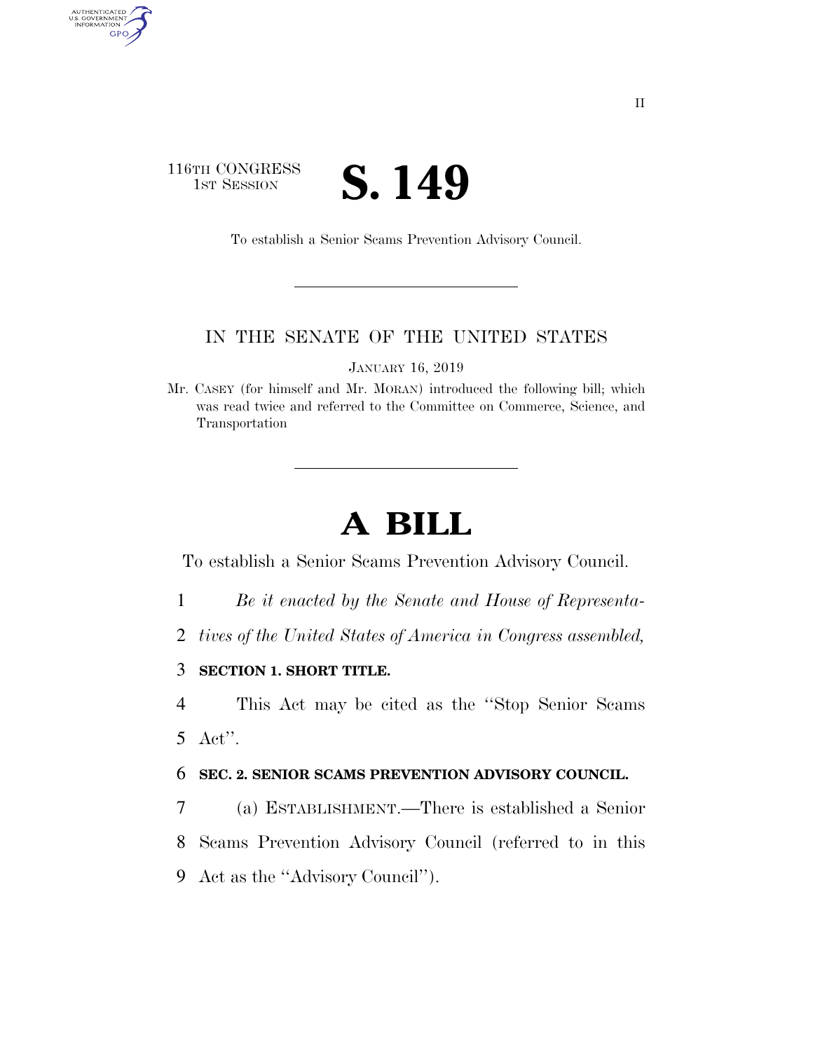116TH CONGRESS
1ST SESSION

# S. 149

To establish a Senior Scams Prevention Advisory Council.

IN THE SENATE OF THE UNITED STATES

JANUARY 16, 2019

Mr. CASEY (for himself and Mr. MORAN) introduced the following bill; which was read twice and referred to the Committee on Commerce, Science, and Transportation

# A BILL

To establish a Senior Scams Prevention Advisory Council.

1 *Be it enacted by the Senate and House of Representa-*
2 *tives of the United States of America in Congress assembled,*

3 **SECTION 1. SHORT TITLE.**

4 This Act may be cited as the ''Stop Senior Scams
5 Act''.

6 **SEC. 2. SENIOR SCAMS PREVENTION ADVISORY COUNCIL.**

7 (a) ESTABLISHMENT.—There is established a Senior
8 Scams Prevention Advisory Council (referred to in this
9 Act as the ''Advisory Council'').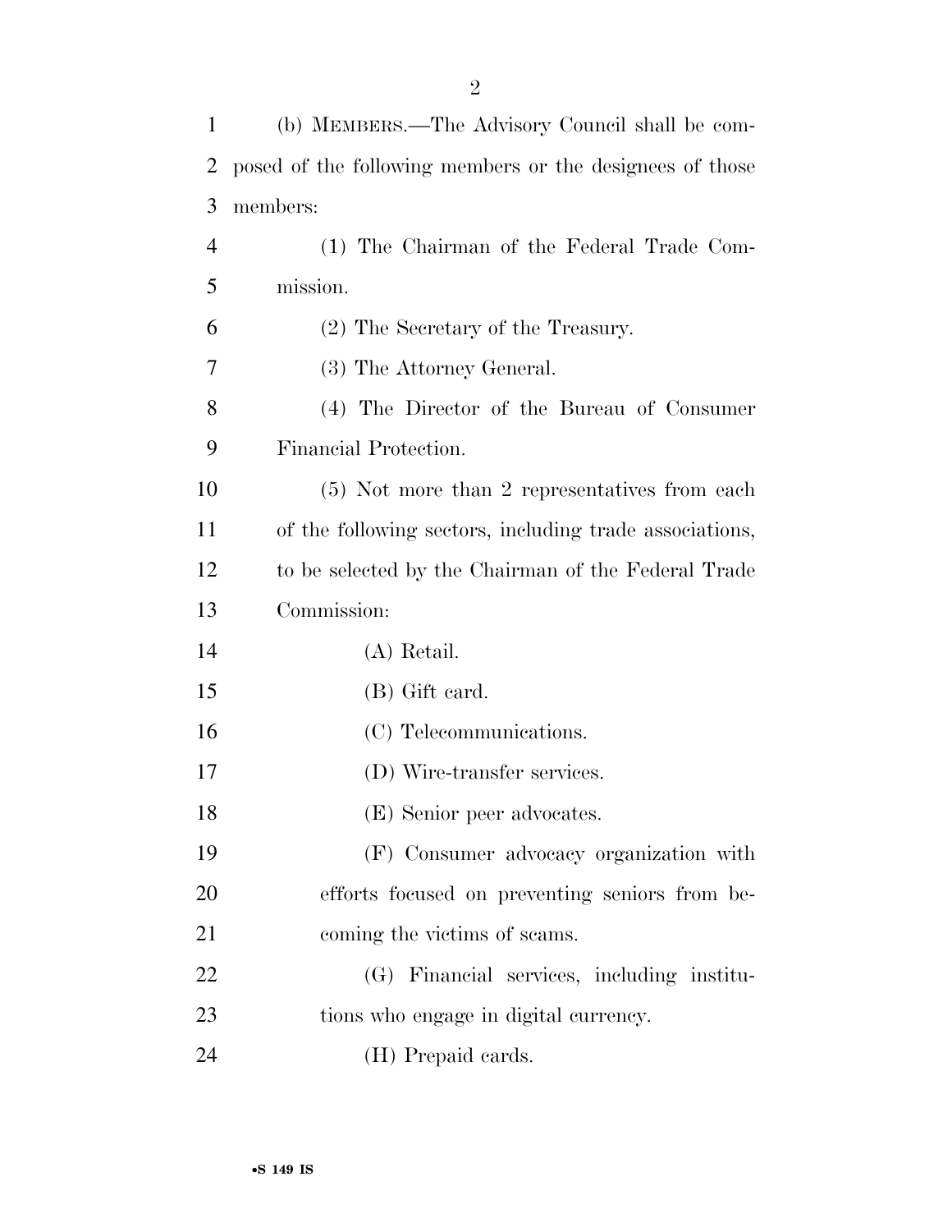(b) MEMBERS.—The Advisory Council shall be composed of the following members or the designees of those members:

(1) The Chairman of the Federal Trade Commission.

(2) The Secretary of the Treasury.

(3) The Attorney General.

(4) The Director of the Bureau of Consumer Financial Protection.

(5) Not more than 2 representatives from each of the following sectors, including trade associations, to be selected by the Chairman of the Federal Trade Commission:

(A) Retail.

(B) Gift card.

(C) Telecommunications.

(D) Wire-transfer services.

(E) Senior peer advocates.

(F) Consumer advocacy organization with efforts focused on preventing seniors from becoming the victims of scams.

(G) Financial services, including institutions who engage in digital currency.

(H) Prepaid cards.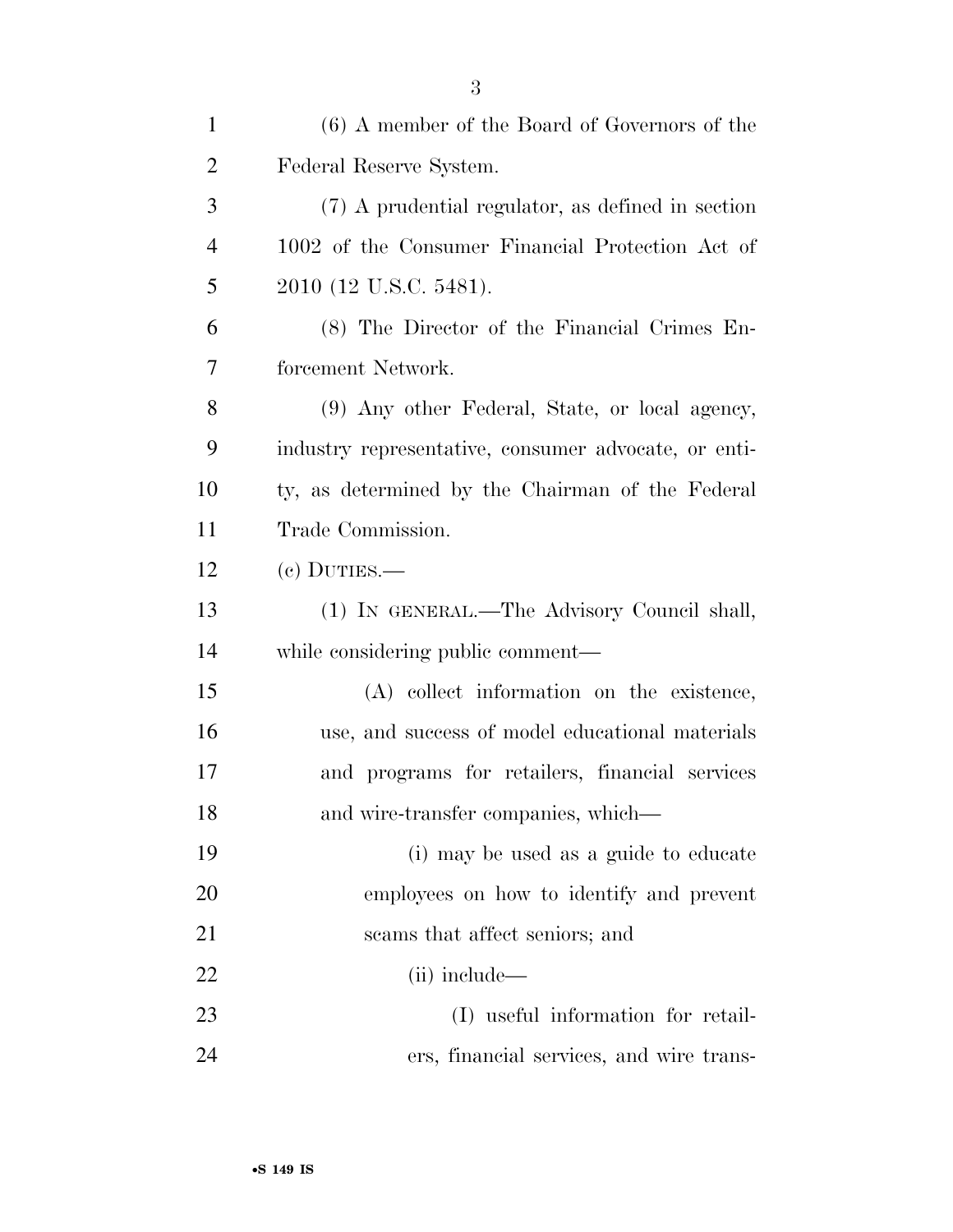(6) A member of the Board of Governors of the Federal Reserve System.

(7) A prudential regulator, as defined in section 1002 of the Consumer Financial Protection Act of 2010 (12 U.S.C. 5481).

(8) The Director of the Financial Crimes Enforcement Network.

(9) Any other Federal, State, or local agency, industry representative, consumer advocate, or entity, as determined by the Chairman of the Federal Trade Commission.

(c) DUTIES.—

(1) IN GENERAL.—The Advisory Council shall, while considering public comment—

(A) collect information on the existence, use, and success of model educational materials and programs for retailers, financial services and wire-transfer companies, which—

(i) may be used as a guide to educate employees on how to identify and prevent scams that affect seniors; and

(ii) include—

(I) useful information for retailers, financial services, and wire trans-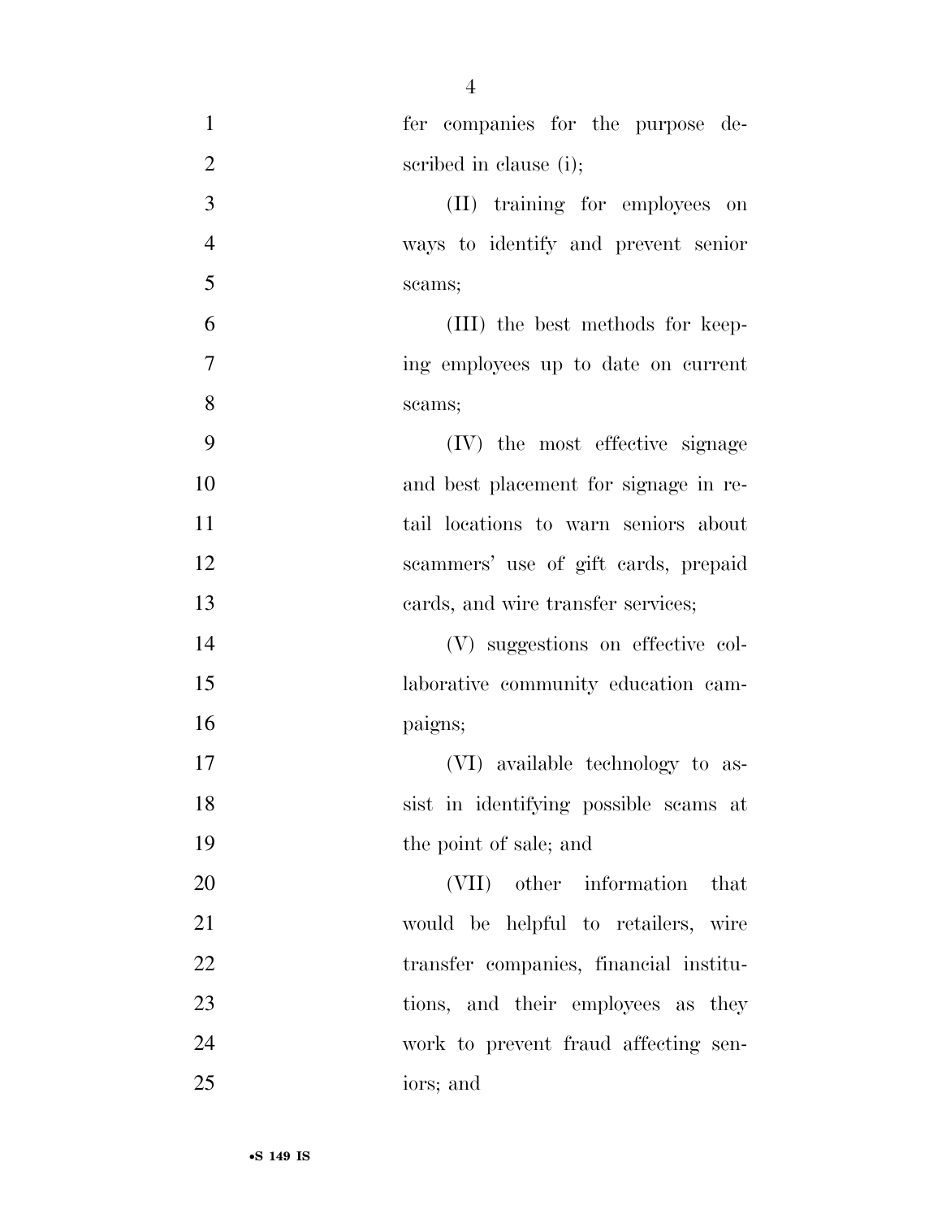fer companies for the purpose described in clause (i);

(II) training for employees on ways to identify and prevent senior scams;

(III) the best methods for keeping employees up to date on current scams;

(IV) the most effective signage and best placement for signage in retail locations to warn seniors about scammers' use of gift cards, prepaid cards, and wire transfer services;

(V) suggestions on effective collaborative community education campaigns;

(VI) available technology to assist in identifying possible scams at the point of sale; and

(VII) other information that would be helpful to retailers, wire transfer companies, financial institutions, and their employees as they work to prevent fraud affecting seniors; and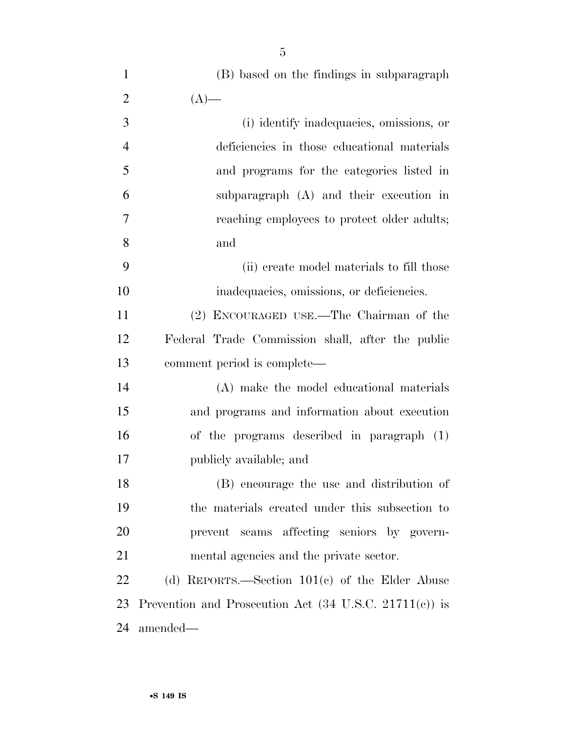(B) based on the findings in subparagraph (A)—

(i) identify inadequacies, omissions, or deficiencies in those educational materials and programs for the categories listed in subparagraph (A) and their execution in reaching employees to protect older adults; and

(ii) create model materials to fill those inadequacies, omissions, or deficiencies.

(2) ENCOURAGED USE.—The Chairman of the Federal Trade Commission shall, after the public comment period is complete—

(A) make the model educational materials and programs and information about execution of the programs described in paragraph (1) publicly available; and

(B) encourage the use and distribution of the materials created under this subsection to prevent scams affecting seniors by governmental agencies and the private sector.

(d) REPORTS.—Section 101(c) of the Elder Abuse Prevention and Prosecution Act (34 U.S.C. 21711(c)) is amended—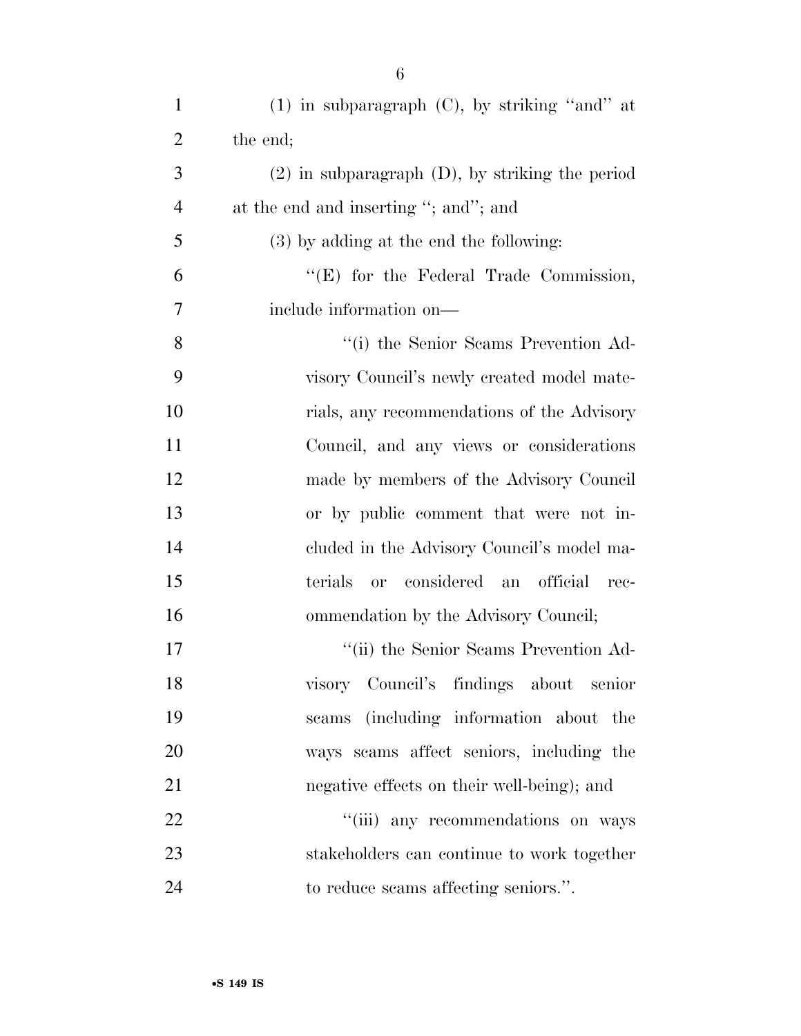(1) in subparagraph (C), by striking "and" at the end;

(2) in subparagraph (D), by striking the period at the end and inserting "; and"; and

(3) by adding at the end the following:

"(E) for the Federal Trade Commission, include information on—

"(i) the Senior Scams Prevention Advisory Council's newly created model materials, any recommendations of the Advisory Council, and any views or considerations made by members of the Advisory Council or by public comment that were not included in the Advisory Council's model materials or considered an official recommendation by the Advisory Council;

"(ii) the Senior Scams Prevention Advisory Council's findings about senior scams (including information about the ways scams affect seniors, including the negative effects on their well-being); and

"(iii) any recommendations on ways stakeholders can continue to work together to reduce scams affecting seniors.".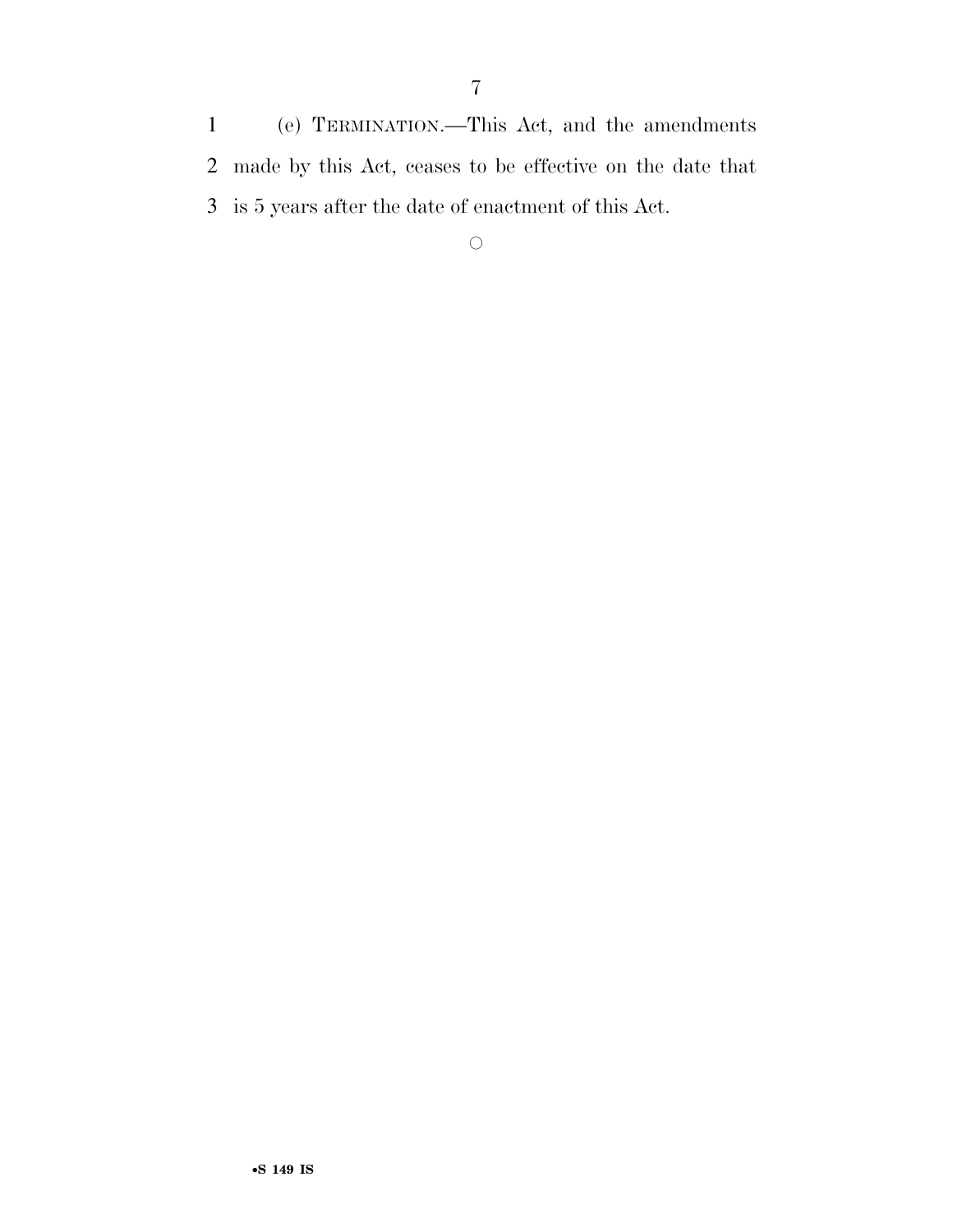(e) TERMINATION.—This Act, and the amendments made by this Act, ceases to be effective on the date that is 5 years after the date of enactment of this Act.